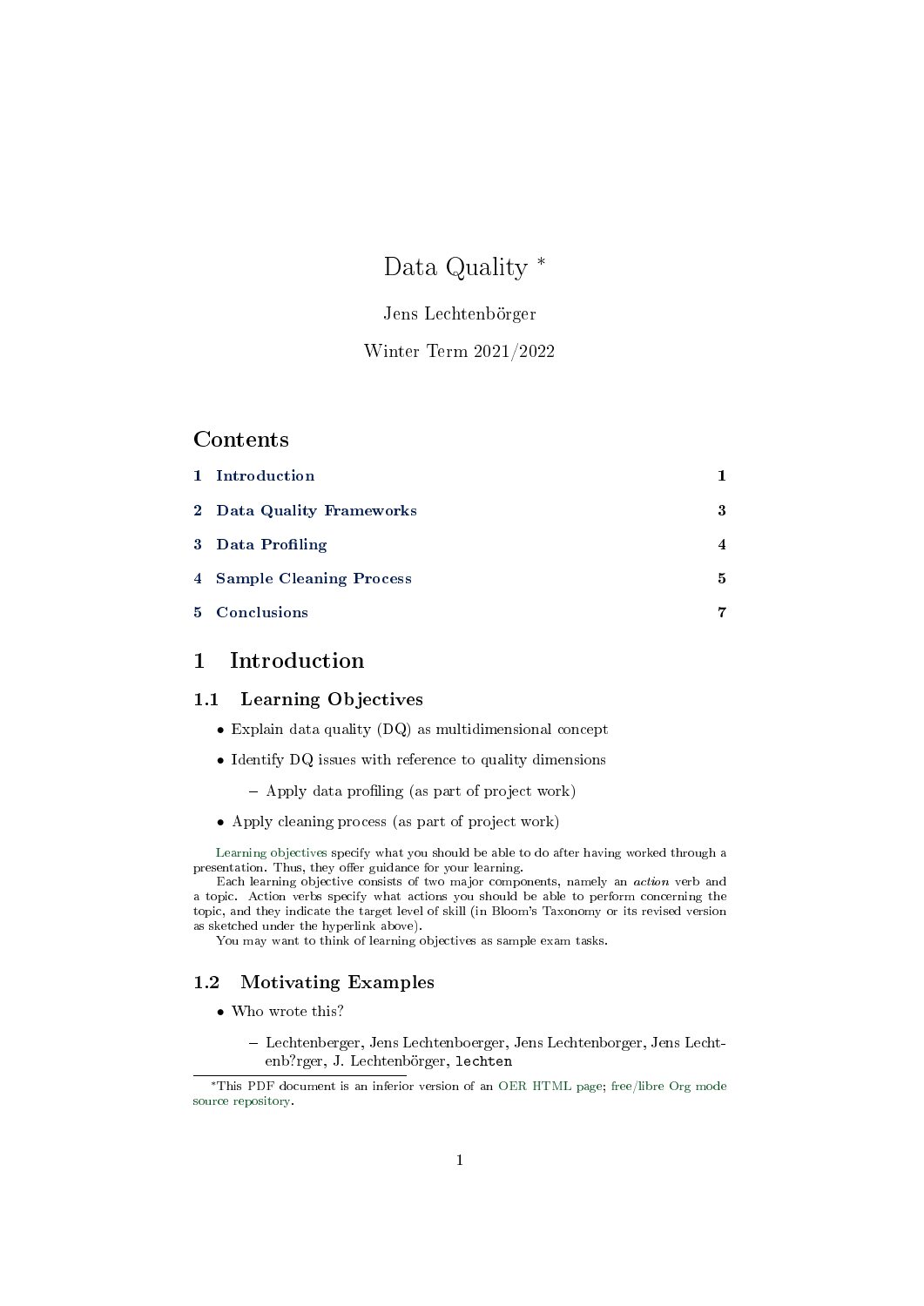# Data Quality *

Jens Lechtenbörger

Winter Term 2021/2022

## Contents

1 Introduction 1

2 Data Quality Frameworks 3

3 Data Profiling 4

4 Sample Cleaning Process 5

5 Conclusions 7

## 1 Introduction

### 1.1 Learning Objectives

- Explain data quality (DQ) as multidimensional concept
- Identify DQ issues with reference to quality dimensions
  - Apply data profiling (as part of project work)
- Apply cleaning process (as part of project work)

Learning objectives specify what you should be able to do after having worked through a presentation. Thus, they offer guidance for your learning.

Each learning objective consists of two major components, namely an *action* verb and a topic. Action verbs specify what actions you should be able to perform concerning the topic, and they indicate the target level of skill (in Bloom's Taxonomy or its revised version as sketched under the hyperlink above).

You may want to think of learning objectives as sample exam tasks.

### 1.2 Motivating Examples

- Who wrote this?
  - Lechtenberger, Jens Lechtenboerger, Jens Lechtenborger, Jens Lechtenb?rger, J. Lechtenbörger, `lechten`

*This PDF document is an inferior version of an OER HTML page; free/libre Org mode source repository.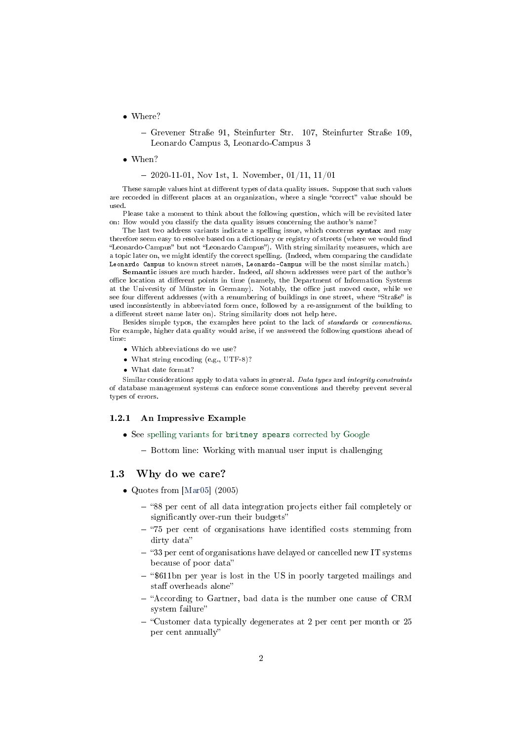- Where?
  - Grevener Straße 91, Steinfurter Str. 107, Steinfurter Straße 109, Leonardo Campus 3, Leonardo-Campus 3
- When?
  - 2020-11-01, Nov 1st, 1. November, 01/11, 11/01

These sample values hint at different types of data quality issues. Suppose that such values are recorded in different places at an organization, where a single "correct" value should be used.

Please take a moment to think about the following question, which will be revisited later on: How would you classify the data quality issues concerning the author's name?

The last two address variants indicate a spelling issue, which concerns **syntax** and may therefore seem easy to resolve based on a dictionary or registry of streets (where we would find "Leonardo-Campus" but not "Leonardo Campus"). With string similarity measures, which are a topic later on, we might identify the correct spelling. (Indeed, when comparing the candidate `Leonardo Campus` to known street names, `Leonardo-Campus` will be the most similar match.)

**Semantic** issues are much harder. Indeed, *all* shown addresses were part of the author's office location at different points in time (namely, the Department of Information Systems at the University of Münster in Germany). Notably, the office just moved once, while we see four different addresses (with a renumbering of buildings in one street, where "Straße" is used inconsistently in abbreviated form once, followed by a re-assignment of the building to a different street name later on). String similarity does not help here.

Besides simple typos, the examples here point to the lack of *standards* or *conventions*. For example, higher data quality would arise, if we answered the following questions ahead of time:

- Which abbreviations do we use?
- What string encoding (e.g., UTF-8)?
- What date format?

Similar considerations apply to data values in general. *Data types* and *integrity constraints* of database management systems can enforce some conventions and thereby prevent several types of errors.

### 1.2.1 An Impressive Example

- See spelling variants for `britney spears` corrected by Google
  - Bottom line: Working with manual user input is challenging

## 1.3 Why do we care?

- Quotes from [Mar05] (2005)
  - "88 per cent of all data integration projects either fail completely or significantly over-run their budgets"
  - "75 per cent of organisations have identified costs stemming from dirty data"
  - "33 per cent of organisations have delayed or cancelled new IT systems because of poor data"
  - "$611bn per year is lost in the US in poorly targeted mailings and staff overheads alone"
  - "According to Gartner, bad data is the number one cause of CRM system failure"
  - "Customer data typically degenerates at 2 per cent per month or 25 per cent annually"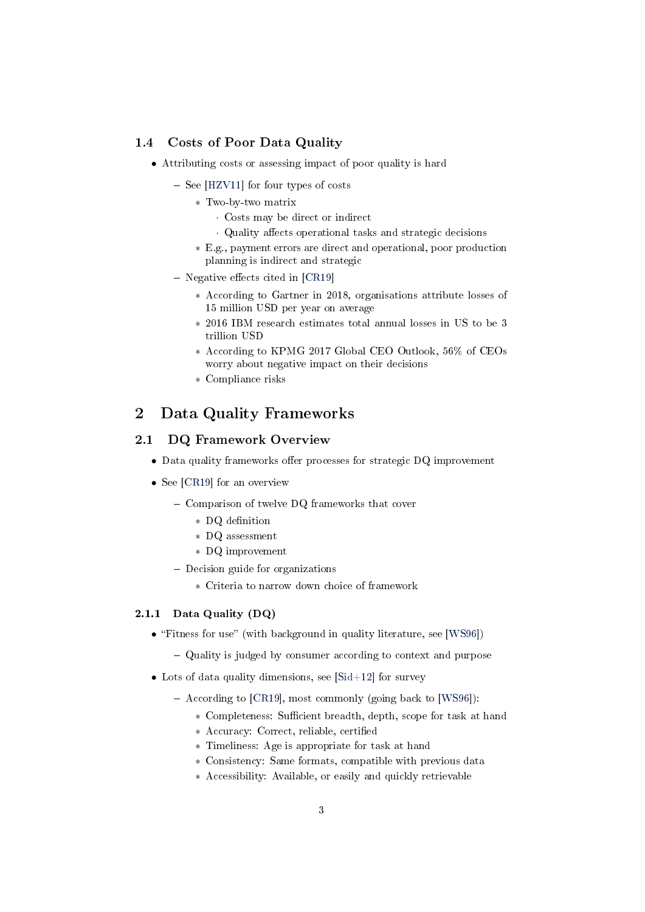### 1.4 Costs of Poor Data Quality

- Attributing costs or assessing impact of poor quality is hard
  - See [HZV11] for four types of costs
    - Two-by-two matrix
      - Costs may be direct or indirect
      - Quality affects operational tasks and strategic decisions
    - E.g., payment errors are direct and operational, poor production planning is indirect and strategic
  - Negative effects cited in [CR19]
    - According to Gartner in 2018, organisations attribute losses of 15 million USD per year on average
    - 2016 IBM research estimates total annual losses in US to be 3 trillion USD
    - According to KPMG 2017 Global CEO Outlook, 56% of CEOs worry about negative impact on their decisions
    - Compliance risks

# 2 Data Quality Frameworks

## 2.1 DQ Framework Overview

- Data quality frameworks offer processes for strategic DQ improvement
- See [CR19] for an overview
  - Comparison of twelve DQ frameworks that cover
    - DQ definition
    - DQ assessment
    - DQ improvement
  - Decision guide for organizations
    - Criteria to narrow down choice of framework

### 2.1.1 Data Quality (DQ)

- "Fitness for use" (with background in quality literature, see [WS96])
  - Quality is judged by consumer according to context and purpose
- Lots of data quality dimensions, see [Sid+12] for survey
  - According to [CR19], most commonly (going back to [WS96]):
    - Completeness: Sufficient breadth, depth, scope for task at hand
    - Accuracy: Correct, reliable, certified
    - Timeliness: Age is appropriate for task at hand
    - Consistency: Same formats, compatible with previous data
    - Accessibility: Available, or easily and quickly retrievable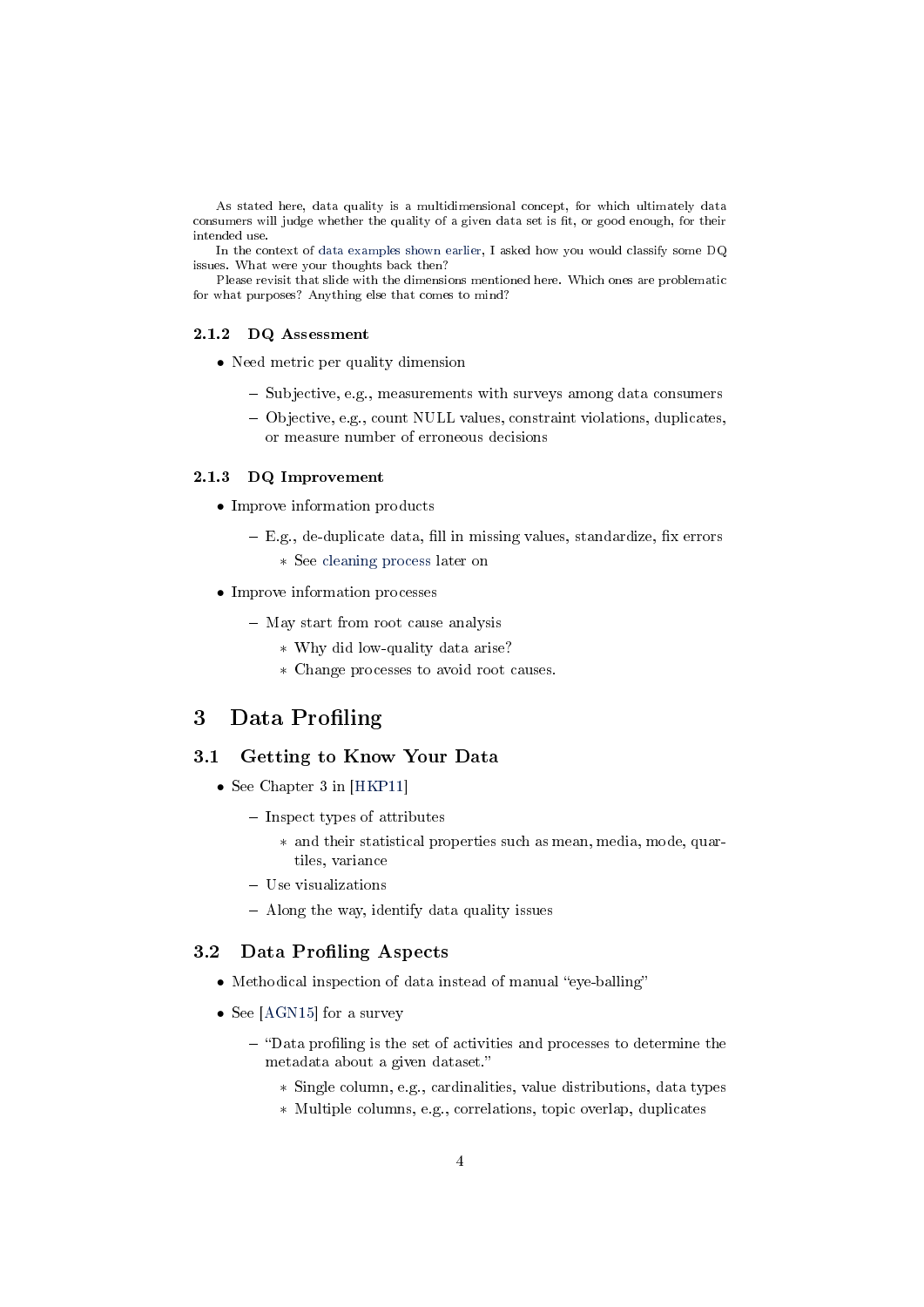As stated here, data quality is a multidimensional concept, for which ultimately data consumers will judge whether the quality of a given data set is fit, or good enough, for their intended use.

In the context of data examples shown earlier, I asked how you would classify some DQ issues. What were your thoughts back then?

Please revisit that slide with the dimensions mentioned here. Which ones are problematic for what purposes? Anything else that comes to mind?

### 2.1.2 DQ Assessment

- Need metric per quality dimension
  - Subjective, e.g., measurements with surveys among data consumers
  - Objective, e.g., count NULL values, constraint violations, duplicates, or measure number of erroneous decisions

### 2.1.3 DQ Improvement

- Improve information products
  - E.g., de-duplicate data, fill in missing values, standardize, fix errors
    - See cleaning process later on
- Improve information processes
  - May start from root cause analysis
    - Why did low-quality data arise?
    - Change processes to avoid root causes.

# 3 Data Profiling

## 3.1 Getting to Know Your Data

- See Chapter 3 in [HKP11]
  - Inspect types of attributes
    - and their statistical properties such as mean, media, mode, quartiles, variance
  - Use visualizations
  - Along the way, identify data quality issues

## 3.2 Data Profiling Aspects

- Methodical inspection of data instead of manual "eye-balling"
- See [AGN15] for a survey
  - "Data profiling is the set of activities and processes to determine the metadata about a given dataset."
    - Single column, e.g., cardinalities, value distributions, data types
    - Multiple columns, e.g., correlations, topic overlap, duplicates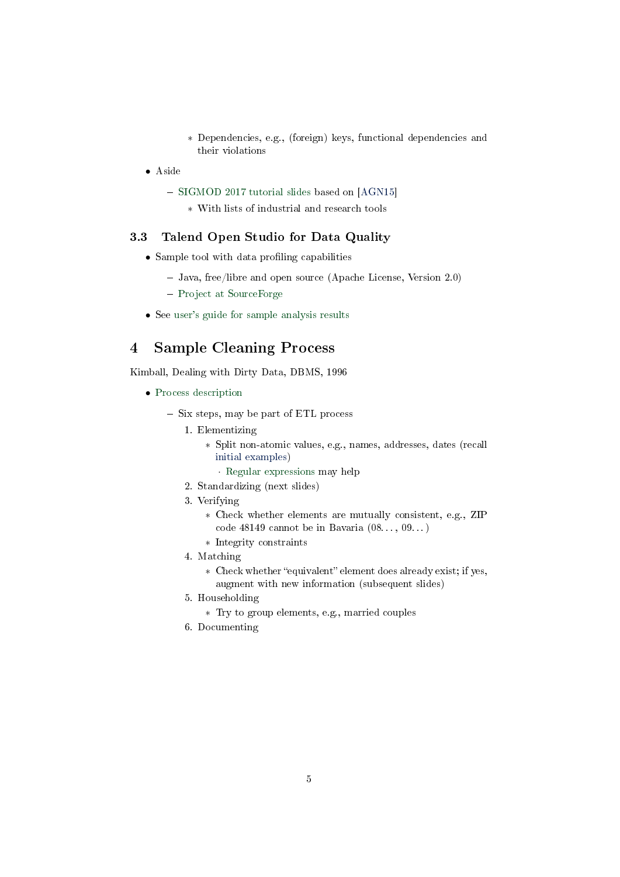- Dependencies, e.g., (foreign) keys, functional dependencies and their violations

- Aside
    - SIGMOD 2017 tutorial slides based on [AGN15]
        - With lists of industrial and research tools

### 3.3 Talend Open Studio for Data Quality

- Sample tool with data profiling capabilities
    - Java, free/libre and open source (Apache License, Version 2.0)
    - Project at SourceForge
- See user's guide for sample analysis results

## 4 Sample Cleaning Process

Kimball, Dealing with Dirty Data, DBMS, 1996

- Process description
    - Six steps, may be part of ETL process
        1. Elementizing
            - Split non-atomic values, e.g., names, addresses, dates (recall initial examples)
                - Regular expressions may help
        2. Standardizing (next slides)
        3. Verifying
            - Check whether elements are mutually consistent, e.g., ZIP code 48149 cannot be in Bavaria (08..., 09...)
            - Integrity constraints
        4. Matching
            - Check whether "equivalent" element does already exist; if yes, augment with new information (subsequent slides)
        5. Householding
            - Try to group elements, e.g., married couples
        6. Documenting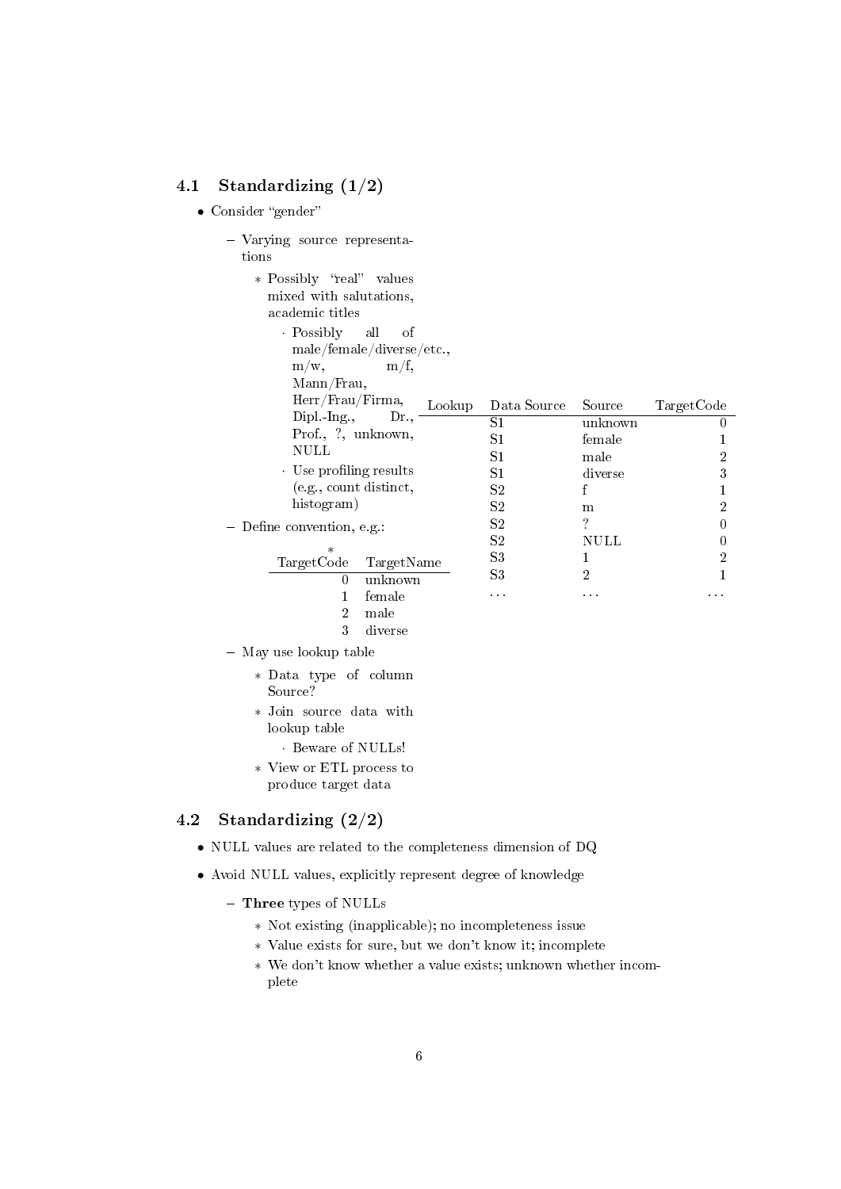## 4.1 Standardizing (1/2)

- Consider "gender"
  - Varying source representations
    - * Possibly "real" values mixed with salutations, academic titles
      - · Possibly all of male/female/diverse/etc., m/w, m/f, Mann/Frau, Herr/Frau/Firma, Dipl.-Ing., Dr., Prof., ?, unknown, NULL
      - · Use profiling results (e.g., count distinct, histogram)
  - Define convention, e.g.:
    - *

| TargetCode | TargetName |
|---|---|
| 0 | unknown |
| 1 | female |
| 2 | male |
| 3 | diverse |

  - May use lookup table
    - * Data type of column Source?
    - * Join source data with lookup table
      - · Beware of NULLs!
    - * View or ETL process to produce target data

Lookup

| Data Source | Source | TargetCode |
|---|---|---|
| S1 | unknown | 0 |
| S1 | female | 1 |
| S1 | male | 2 |
| S1 | diverse | 3 |
| S2 | f | 1 |
| S2 | m | 2 |
| S2 | ? | 0 |
| S2 | NULL | 0 |
| S3 | 1 | 2 |
| S3 | 2 | 1 |
| ... | ... | ... |

## 4.2 Standardizing (2/2)

- NULL values are related to the completeness dimension of DQ
- Avoid NULL values, explicitly represent degree of knowledge
  - **Three** types of NULLs
    - * Not existing (inapplicable); no incompleteness issue
    - * Value exists for sure, but we don't know it; incomplete
    - * We don't know whether a value exists; unknown whether incomplete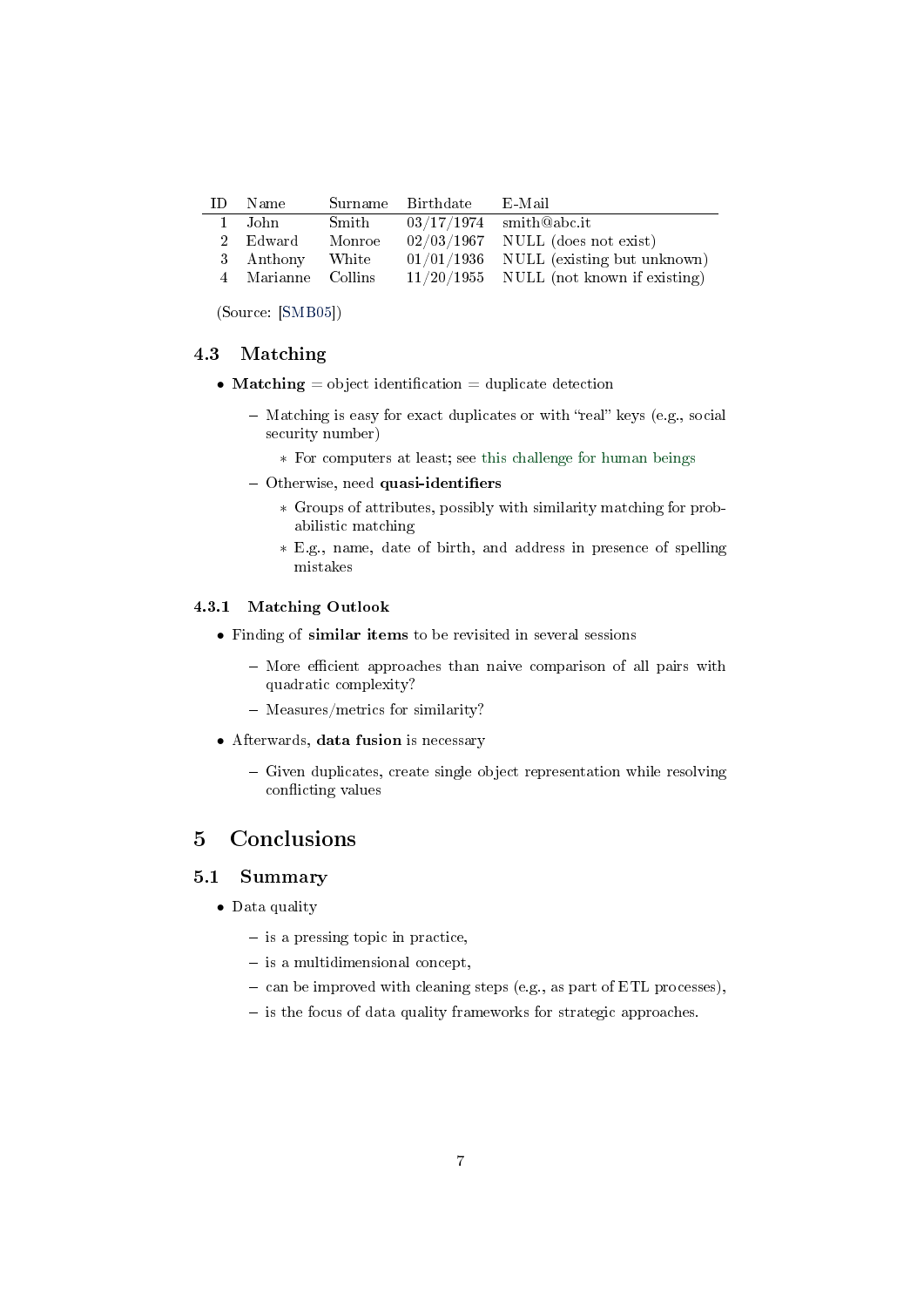| ID | Name | Surname | Birthdate | E-Mail |
|---|---|---|---|---|
| 1 | John | Smith | 03/17/1974 | smith@abc.it |
| 2 | Edward | Monroe | 02/03/1967 | NULL (does not exist) |
| 3 | Anthony | White | 01/01/1936 | NULL (existing but unknown) |
| 4 | Marianne | Collins | 11/20/1955 | NULL (not known if existing) |

(Source: [SMB05])

## 4.3 Matching

- **Matching** = object identification = duplicate detection
  - Matching is easy for exact duplicates or with "real" keys (e.g., social security number)
    - For computers at least; see this challenge for human beings
  - Otherwise, need **quasi-identifiers**
    - Groups of attributes, possibly with similarity matching for probabilistic matching
    - E.g., name, date of birth, and address in presence of spelling mistakes

### 4.3.1 Matching Outlook

- Finding of **similar items** to be revisited in several sessions
  - More efficient approaches than naive comparison of all pairs with quadratic complexity?
  - Measures/metrics for similarity?
- Afterwards, **data fusion** is necessary
  - Given duplicates, create single object representation while resolving conflicting values

# 5 Conclusions

## 5.1 Summary

- Data quality
  - is a pressing topic in practice,
  - is a multidimensional concept,
  - can be improved with cleaning steps (e.g., as part of ETL processes),
  - is the focus of data quality frameworks for strategic approaches.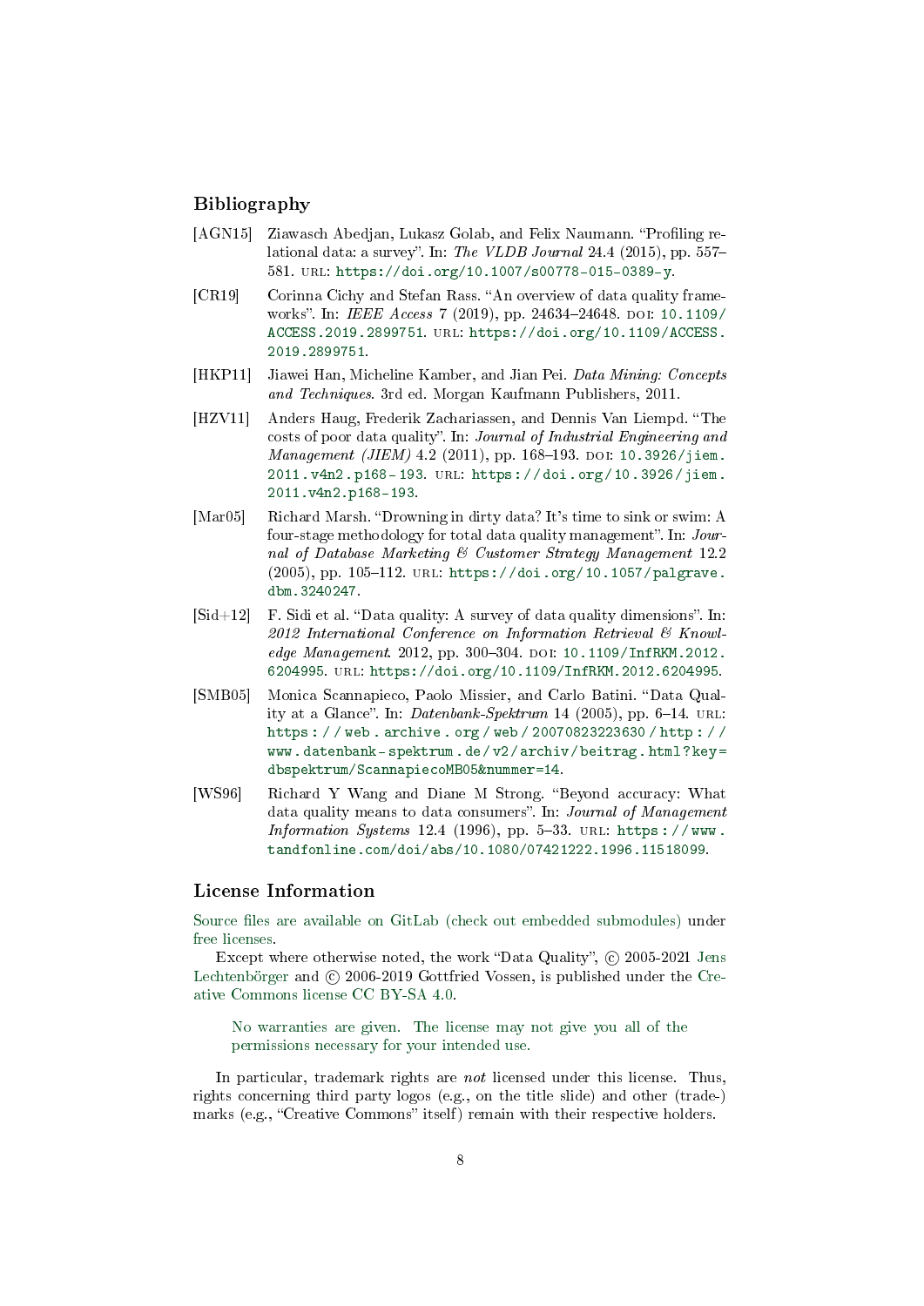## Bibliography

[AGN15] Ziawasch Abedjan, Lukasz Golab, and Felix Naumann. "Profiling relational data: a survey". In: *The VLDB Journal* 24.4 (2015), pp. 557–581. URL: https://doi.org/10.1007/s00778-015-0389-y.

[CR19] Corinna Cichy and Stefan Rass. "An overview of data quality frameworks". In: *IEEE Access* 7 (2019), pp. 24634–24648. DOI: 10.1109/ACCESS.2019.2899751. URL: https://doi.org/10.1109/ACCESS.2019.2899751.

[HKP11] Jiawei Han, Micheline Kamber, and Jian Pei. *Data Mining: Concepts and Techniques*. 3rd ed. Morgan Kaufmann Publishers, 2011.

[HZV11] Anders Haug, Frederik Zachariassen, and Dennis Van Liempd. "The costs of poor data quality". In: *Journal of Industrial Engineering and Management (JIEM)* 4.2 (2011), pp. 168–193. DOI: 10.3926/jiem.2011.v4n2.p168-193. URL: https://doi.org/10.3926/jiem.2011.v4n2.p168-193.

[Mar05] Richard Marsh. "Drowning in dirty data? It's time to sink or swim: A four-stage methodology for total data quality management". In: *Journal of Database Marketing & Customer Strategy Management* 12.2 (2005), pp. 105–112. URL: https://doi.org/10.1057/palgrave.dbm.3240247.

[Sid+12] F. Sidi et al. "Data quality: A survey of data quality dimensions". In: *2012 International Conference on Information Retrieval & Knowledge Management*. 2012, pp. 300–304. DOI: 10.1109/InfRKM.2012.6204995. URL: https://doi.org/10.1109/InfRKM.2012.6204995.

[SMB05] Monica Scannapieco, Paolo Missier, and Carlo Batini. "Data Quality at a Glance". In: *Datenbank-Spektrum* 14 (2005), pp. 6–14. URL: https://web.archive.org/web/20070823223630/http://www.datenbank-spektrum.de/v2/archiv/beitrag.html?key=dbspektrum/ScannapiecoMB05&nummer=14.

[WS96] Richard Y Wang and Diane M Strong. "Beyond accuracy: What data quality means to data consumers". In: *Journal of Management Information Systems* 12.4 (1996), pp. 5–33. URL: https://www.tandfonline.com/doi/abs/10.1080/07421222.1996.11518099.

## License Information

Source files are available on GitLab (check out embedded submodules) under free licenses.

Except where otherwise noted, the work "Data Quality", © 2005-2021 Jens Lechtenbörger and © 2006-2019 Gottfried Vossen, is published under the Creative Commons license CC BY-SA 4.0.

> No warranties are given. The license may not give you all of the permissions necessary for your intended use.

In particular, trademark rights are *not* licensed under this license. Thus, rights concerning third party logos (e.g., on the title slide) and other (trade-) marks (e.g., "Creative Commons" itself) remain with their respective holders.